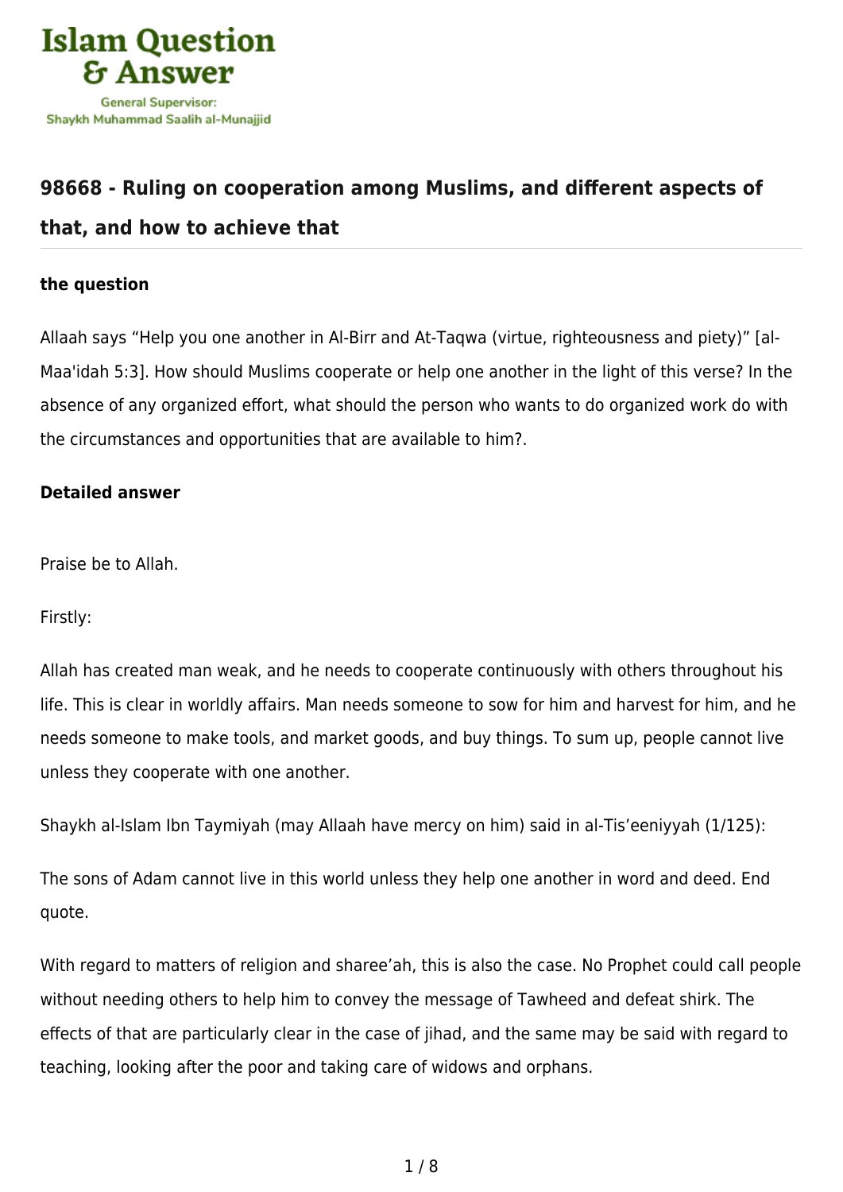## 98668 - Ruling on cooperation among Muslims, and different aspects of that, and how to achieve that

**the question**

Allaah says "Help you one another in Al-Birr and At-Taqwa (virtue, righteousness and piety)" [al-Maa'idah 5:3]. How should Muslims cooperate or help one another in the light of this verse? In the absence of any organized effort, what should the person who wants to do organized work do with the circumstances and opportunities that are available to him?.

**Detailed answer**

Praise be to Allah.

Firstly:

Allah has created man weak, and he needs to cooperate continuously with others throughout his life. This is clear in worldly affairs. Man needs someone to sow for him and harvest for him, and he needs someone to make tools, and market goods, and buy things. To sum up, people cannot live unless they cooperate with one another.

Shaykh al-Islam Ibn Taymiyah (may Allaah have mercy on him) said in al-Tis'eeniyyah (1/125):

The sons of Adam cannot live in this world unless they help one another in word and deed. End quote.

With regard to matters of religion and sharee'ah, this is also the case. No Prophet could call people without needing others to help him to convey the message of Tawheed and defeat shirk. The effects of that are particularly clear in the case of jihad, and the same may be said with regard to teaching, looking after the poor and taking care of widows and orphans.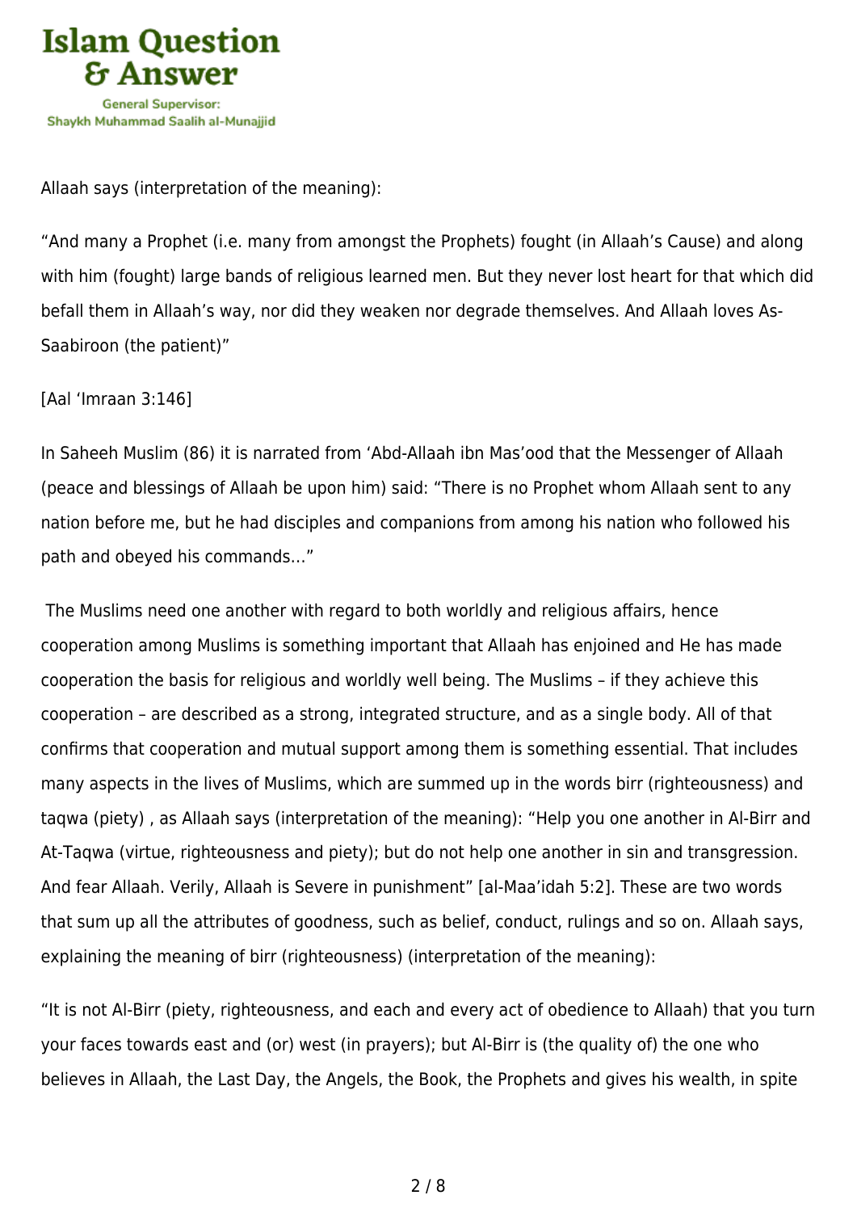Allaah says (interpretation of the meaning):

"And many a Prophet (i.e. many from amongst the Prophets) fought (in Allaah's Cause) and along with him (fought) large bands of religious learned men. But they never lost heart for that which did befall them in Allaah's way, nor did they weaken nor degrade themselves. And Allaah loves As-Saabiroon (the patient)"

[Aal 'Imraan 3:146]

In Saheeh Muslim (86) it is narrated from 'Abd-Allaah ibn Mas'ood that the Messenger of Allaah (peace and blessings of Allaah be upon him) said: "There is no Prophet whom Allaah sent to any nation before me, but he had disciples and companions from among his nation who followed his path and obeyed his commands…"

The Muslims need one another with regard to both worldly and religious affairs, hence cooperation among Muslims is something important that Allaah has enjoined and He has made cooperation the basis for religious and worldly well being. The Muslims – if they achieve this cooperation – are described as a strong, integrated structure, and as a single body. All of that confirms that cooperation and mutual support among them is something essential. That includes many aspects in the lives of Muslims, which are summed up in the words birr (righteousness) and taqwa (piety) , as Allaah says (interpretation of the meaning): "Help you one another in Al-Birr and At-Taqwa (virtue, righteousness and piety); but do not help one another in sin and transgression. And fear Allaah. Verily, Allaah is Severe in punishment" [al-Maa'idah 5:2]. These are two words that sum up all the attributes of goodness, such as belief, conduct, rulings and so on. Allaah says, explaining the meaning of birr (righteousness) (interpretation of the meaning):

"It is not Al-Birr (piety, righteousness, and each and every act of obedience to Allaah) that you turn your faces towards east and (or) west (in prayers); but Al-Birr is (the quality of) the one who believes in Allaah, the Last Day, the Angels, the Book, the Prophets and gives his wealth, in spite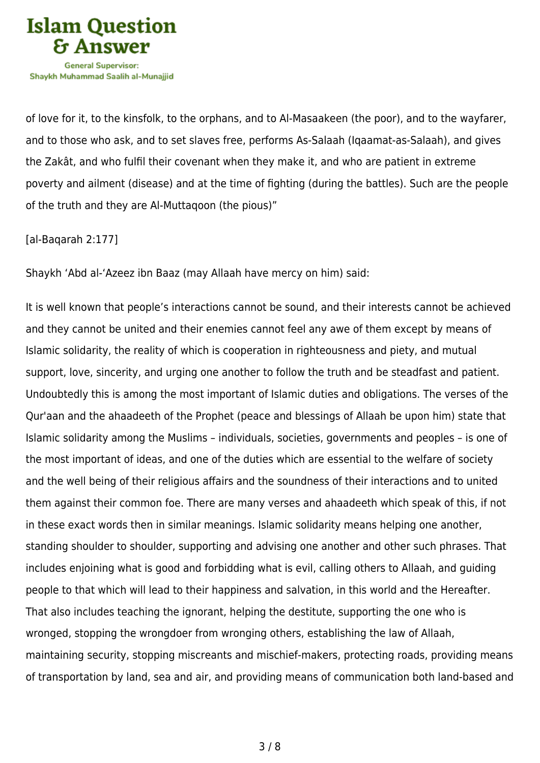of love for it, to the kinsfolk, to the orphans, and to Al-Masaakeen (the poor), and to the wayfarer, and to those who ask, and to set slaves free, performs As-Salaah (Iqaamat-as-Salaah), and gives the Zakât, and who fulfil their covenant when they make it, and who are patient in extreme poverty and ailment (disease) and at the time of fighting (during the battles). Such are the people of the truth and they are Al-Muttaqoon (the pious)"

[al-Baqarah 2:177]

Shaykh 'Abd al-'Azeez ibn Baaz (may Allaah have mercy on him) said:

It is well known that people's interactions cannot be sound, and their interests cannot be achieved and they cannot be united and their enemies cannot feel any awe of them except by means of Islamic solidarity, the reality of which is cooperation in righteousness and piety, and mutual support, love, sincerity, and urging one another to follow the truth and be steadfast and patient. Undoubtedly this is among the most important of Islamic duties and obligations. The verses of the Qur'aan and the ahaadeeth of the Prophet (peace and blessings of Allaah be upon him) state that Islamic solidarity among the Muslims – individuals, societies, governments and peoples – is one of the most important of ideas, and one of the duties which are essential to the welfare of society and the well being of their religious affairs and the soundness of their interactions and to united them against their common foe. There are many verses and ahaadeeth which speak of this, if not in these exact words then in similar meanings. Islamic solidarity means helping one another, standing shoulder to shoulder, supporting and advising one another and other such phrases. That includes enjoining what is good and forbidding what is evil, calling others to Allaah, and guiding people to that which will lead to their happiness and salvation, in this world and the Hereafter. That also includes teaching the ignorant, helping the destitute, supporting the one who is wronged, stopping the wrongdoer from wronging others, establishing the law of Allaah, maintaining security, stopping miscreants and mischief-makers, protecting roads, providing means of transportation by land, sea and air, and providing means of communication both land-based and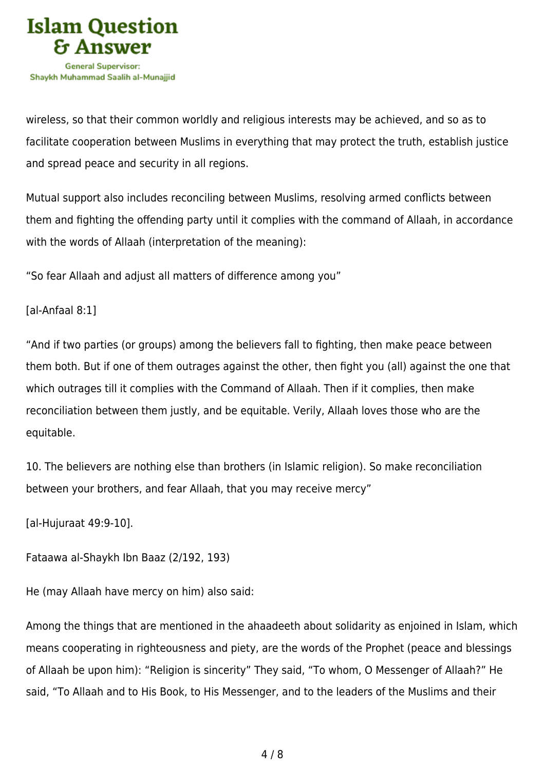wireless, so that their common worldly and religious interests may be achieved, and so as to facilitate cooperation between Muslims in everything that may protect the truth, establish justice and spread peace and security in all regions.

Mutual support also includes reconciling between Muslims, resolving armed conflicts between them and fighting the offending party until it complies with the command of Allaah, in accordance with the words of Allaah (interpretation of the meaning):

"So fear Allaah and adjust all matters of difference among you"

[al-Anfaal 8:1]

"And if two parties (or groups) among the believers fall to fighting, then make peace between them both. But if one of them outrages against the other, then fight you (all) against the one that which outrages till it complies with the Command of Allaah. Then if it complies, then make reconciliation between them justly, and be equitable. Verily, Allaah loves those who are the equitable.

10. The believers are nothing else than brothers (in Islamic religion). So make reconciliation between your brothers, and fear Allaah, that you may receive mercy"

[al-Hujuraat 49:9-10].

Fataawa al-Shaykh Ibn Baaz (2/192, 193)

He (may Allaah have mercy on him) also said:

Among the things that are mentioned in the ahaadeeth about solidarity as enjoined in Islam, which means cooperating in righteousness and piety, are the words of the Prophet (peace and blessings of Allaah be upon him): "Religion is sincerity" They said, "To whom, O Messenger of Allaah?" He said, "To Allaah and to His Book, to His Messenger, and to the leaders of the Muslims and their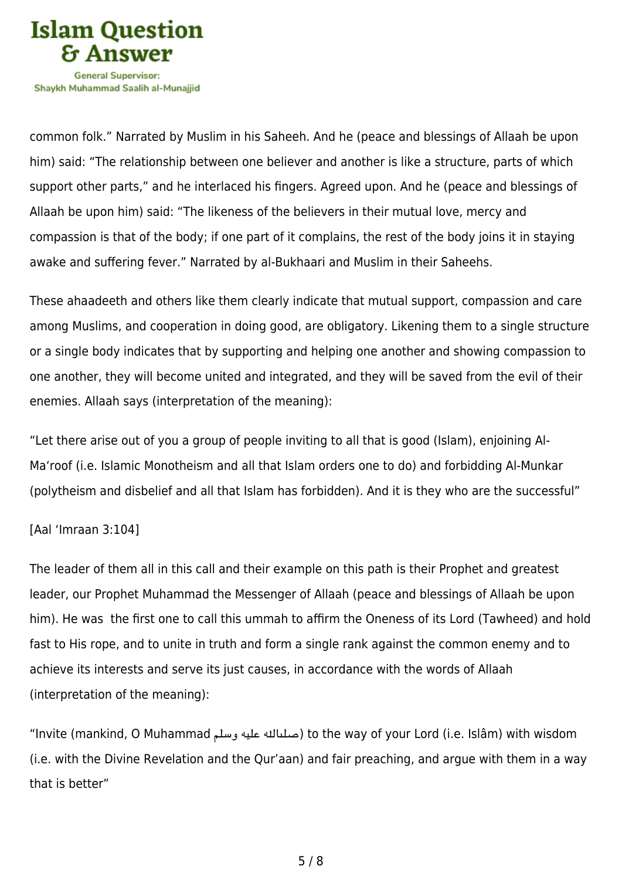common folk." Narrated by Muslim in his Saheeh. And he (peace and blessings of Allaah be upon him) said: "The relationship between one believer and another is like a structure, parts of which support other parts," and he interlaced his fingers. Agreed upon. And he (peace and blessings of Allaah be upon him) said: "The likeness of the believers in their mutual love, mercy and compassion is that of the body; if one part of it complains, the rest of the body joins it in staying awake and suffering fever." Narrated by al-Bukhaari and Muslim in their Saheehs.

These ahaadeeth and others like them clearly indicate that mutual support, compassion and care among Muslims, and cooperation in doing good, are obligatory. Likening them to a single structure or a single body indicates that by supporting and helping one another and showing compassion to one another, they will become united and integrated, and they will be saved from the evil of their enemies. Allaah says (interpretation of the meaning):

"Let there arise out of you a group of people inviting to all that is good (Islam), enjoining Al-Ma'roof (i.e. Islamic Monotheism and all that Islam orders one to do) and forbidding Al-Munkar (polytheism and disbelief and all that Islam has forbidden). And it is they who are the successful"

[Aal 'Imraan 3:104]

The leader of them all in this call and their example on this path is their Prophet and greatest leader, our Prophet Muhammad the Messenger of Allaah (peace and blessings of Allaah be upon him). He was the first one to call this ummah to affirm the Oneness of its Lord (Tawheed) and hold fast to His rope, and to unite in truth and form a single rank against the common enemy and to achieve its interests and serve its just causes, in accordance with the words of Allaah (interpretation of the meaning):

"Invite (mankind, O Muhammad صلىالله عليه وسلم) to the way of your Lord (i.e. Islâm) with wisdom (i.e. with the Divine Revelation and the Qur'aan) and fair preaching, and argue with them in a way that is better"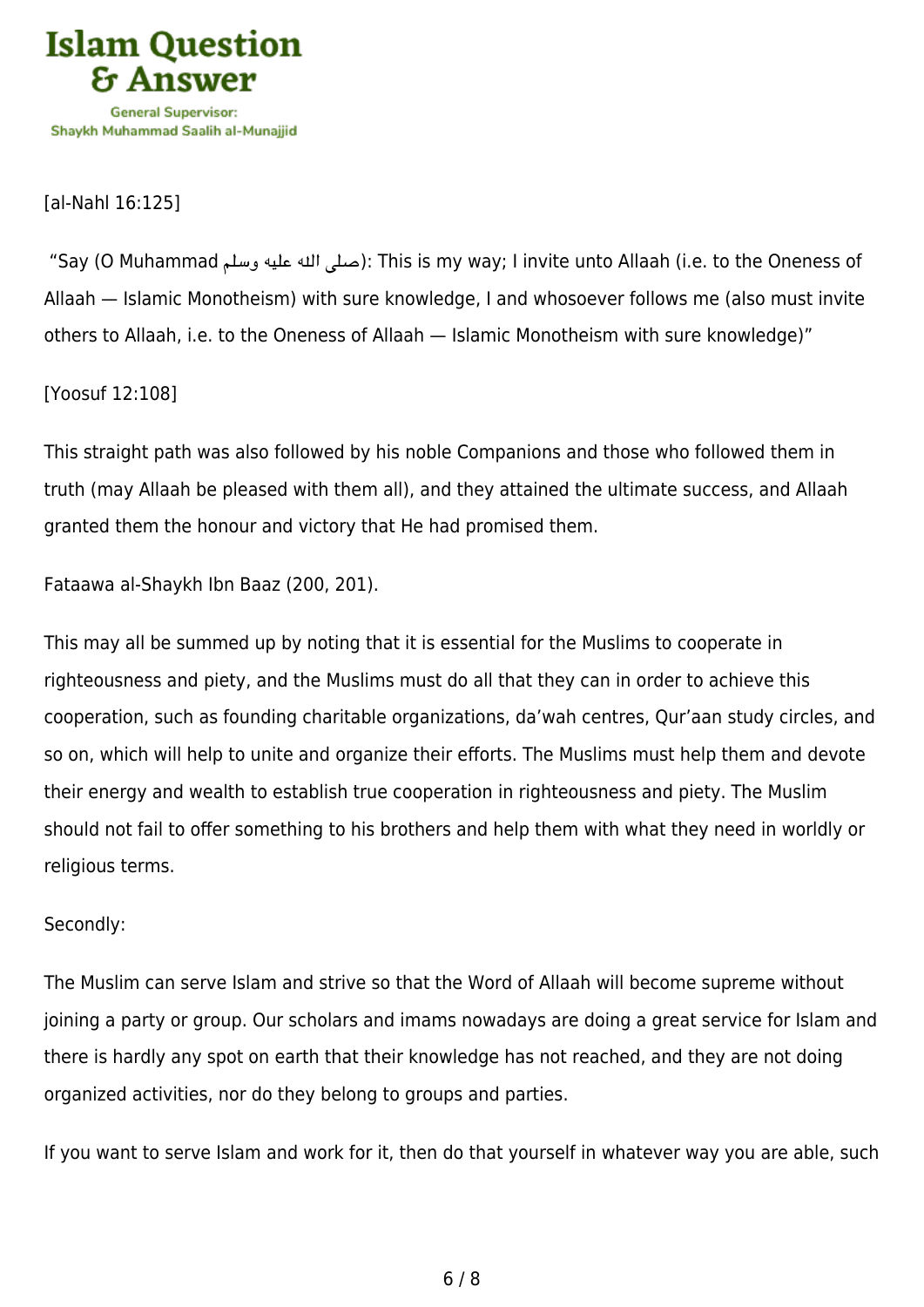[al-Nahl 16:125]

"Say (O Muhammad صلى الله عليه وسلم): This is my way; I invite unto Allaah (i.e. to the Oneness of Allaah — Islamic Monotheism) with sure knowledge, I and whosoever follows me (also must invite others to Allaah, i.e. to the Oneness of Allaah — Islamic Monotheism with sure knowledge)"

[Yoosuf 12:108]

This straight path was also followed by his noble Companions and those who followed them in truth (may Allaah be pleased with them all), and they attained the ultimate success, and Allaah granted them the honour and victory that He had promised them.

Fataawa al-Shaykh Ibn Baaz (200, 201).

This may all be summed up by noting that it is essential for the Muslims to cooperate in righteousness and piety, and the Muslims must do all that they can in order to achieve this cooperation, such as founding charitable organizations, da'wah centres, Qur'aan study circles, and so on, which will help to unite and organize their efforts. The Muslims must help them and devote their energy and wealth to establish true cooperation in righteousness and piety. The Muslim should not fail to offer something to his brothers and help them with what they need in worldly or religious terms.

Secondly:

The Muslim can serve Islam and strive so that the Word of Allaah will become supreme without joining a party or group. Our scholars and imams nowadays are doing a great service for Islam and there is hardly any spot on earth that their knowledge has not reached, and they are not doing organized activities, nor do they belong to groups and parties.

If you want to serve Islam and work for it, then do that yourself in whatever way you are able, such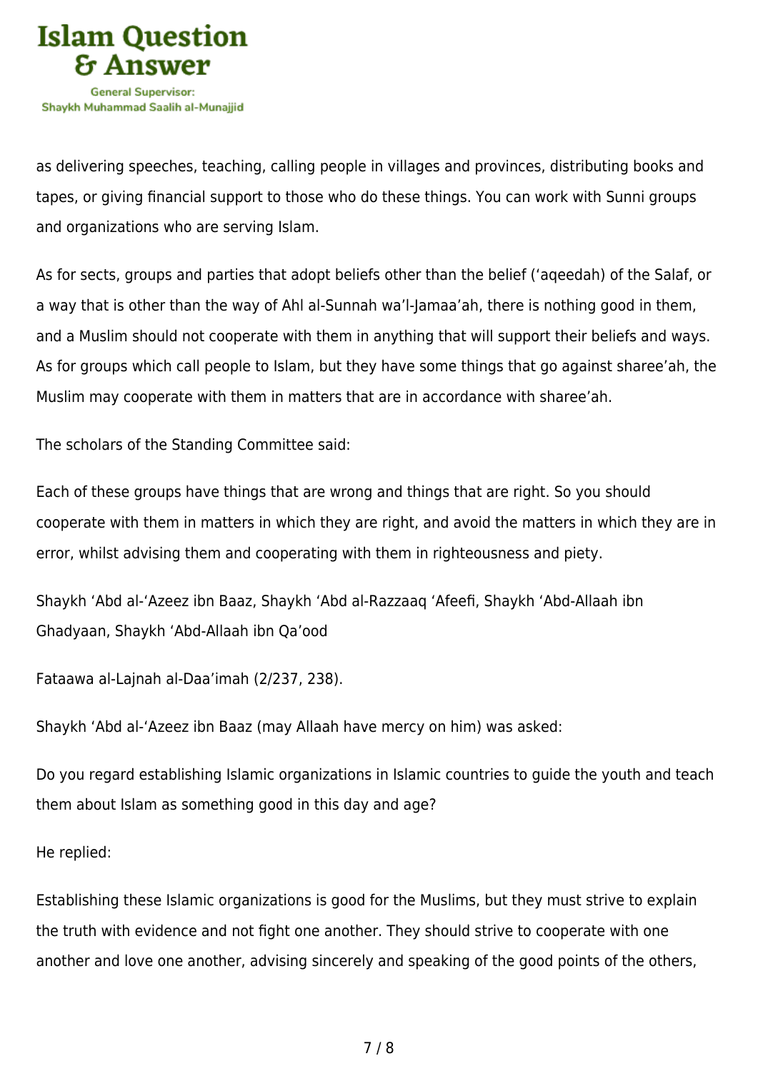as delivering speeches, teaching, calling people in villages and provinces, distributing books and tapes, or giving financial support to those who do these things. You can work with Sunni groups and organizations who are serving Islam.

As for sects, groups and parties that adopt beliefs other than the belief (‘aqeedah) of the Salaf, or a way that is other than the way of Ahl al-Sunnah wa’l-Jamaa’ah, there is nothing good in them, and a Muslim should not cooperate with them in anything that will support their beliefs and ways. As for groups which call people to Islam, but they have some things that go against sharee’ah, the Muslim may cooperate with them in matters that are in accordance with sharee’ah.

The scholars of the Standing Committee said:

Each of these groups have things that are wrong and things that are right. So you should cooperate with them in matters in which they are right, and avoid the matters in which they are in error, whilst advising them and cooperating with them in righteousness and piety.

Shaykh ‘Abd al-‘Azeez ibn Baaz, Shaykh ‘Abd al-Razzaaq ‘Afeefi, Shaykh ‘Abd-Allaah ibn Ghadyaan, Shaykh ‘Abd-Allaah ibn Qa’ood

Fataawa al-Lajnah al-Daa’imah (2/237, 238).

Shaykh ‘Abd al-‘Azeez ibn Baaz (may Allaah have mercy on him) was asked:

Do you regard establishing Islamic organizations in Islamic countries to guide the youth and teach them about Islam as something good in this day and age?

He replied:

Establishing these Islamic organizations is good for the Muslims, but they must strive to explain the truth with evidence and not fight one another. They should strive to cooperate with one another and love one another, advising sincerely and speaking of the good points of the others,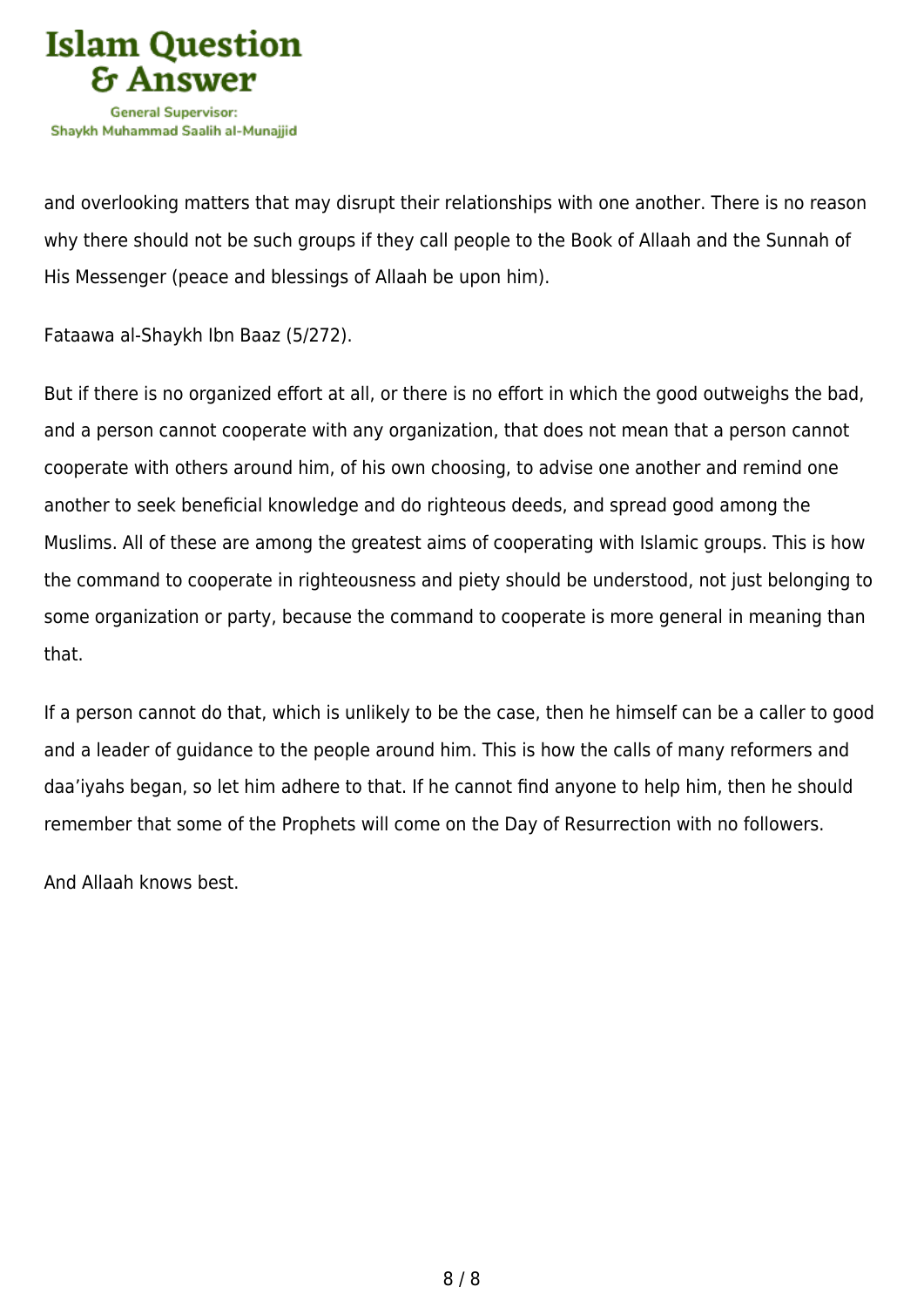and overlooking matters that may disrupt their relationships with one another. There is no reason why there should not be such groups if they call people to the Book of Allaah and the Sunnah of His Messenger (peace and blessings of Allaah be upon him).

Fataawa al-Shaykh Ibn Baaz (5/272).

But if there is no organized effort at all, or there is no effort in which the good outweighs the bad, and a person cannot cooperate with any organization, that does not mean that a person cannot cooperate with others around him, of his own choosing, to advise one another and remind one another to seek beneficial knowledge and do righteous deeds, and spread good among the Muslims. All of these are among the greatest aims of cooperating with Islamic groups. This is how the command to cooperate in righteousness and piety should be understood, not just belonging to some organization or party, because the command to cooperate is more general in meaning than that.

If a person cannot do that, which is unlikely to be the case, then he himself can be a caller to good and a leader of guidance to the people around him. This is how the calls of many reformers and daa'iyahs began, so let him adhere to that. If he cannot find anyone to help him, then he should remember that some of the Prophets will come on the Day of Resurrection with no followers.

And Allaah knows best.